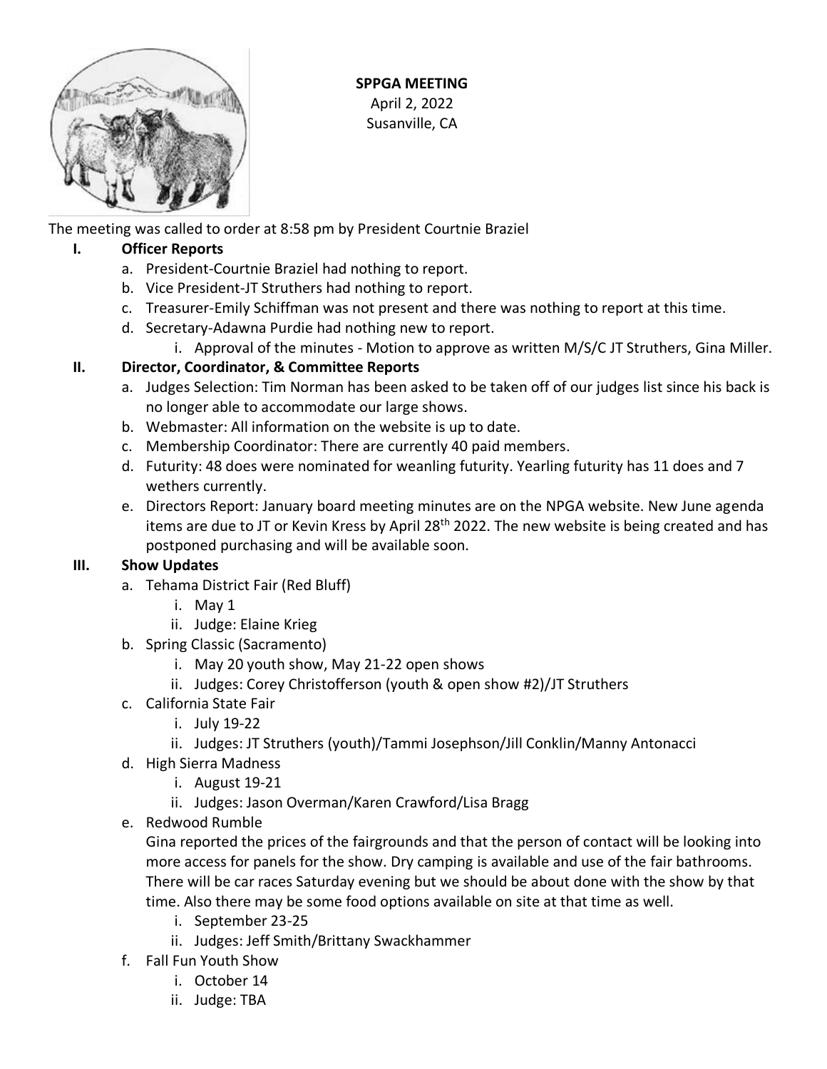**SPPGA MEETING**
April 2, 2022
Susanville, CA

The meeting was called to order at 8:58 pm by President Courtnie Braziel

## I. Officer Reports

a. President-Courtnie Braziel had nothing to report.
b. Vice President-JT Struthers had nothing to report.
c. Treasurer-Emily Schiffman was not present and there was nothing to report at this time.
d. Secretary-Adawna Purdie had nothing new to report.
   i. Approval of the minutes - Motion to approve as written M/S/C JT Struthers, Gina Miller.

## II. Director, Coordinator, & Committee Reports

a. Judges Selection: Tim Norman has been asked to be taken off of our judges list since his back is no longer able to accommodate our large shows.
b. Webmaster: All information on the website is up to date.
c. Membership Coordinator: There are currently 40 paid members.
d. Futurity: 48 does were nominated for weanling futurity. Yearling futurity has 11 does and 7 wethers currently.
e. Directors Report: January board meeting minutes are on the NPGA website. New June agenda items are due to JT or Kevin Kress by April 28th 2022. The new website is being created and has postponed purchasing and will be available soon.

## III. Show Updates

a. Tehama District Fair (Red Bluff)
   i. May 1
   ii. Judge: Elaine Krieg
b. Spring Classic (Sacramento)
   i. May 20 youth show, May 21-22 open shows
   ii. Judges: Corey Christofferson (youth & open show #2)/JT Struthers
c. California State Fair
   i. July 19-22
   ii. Judges: JT Struthers (youth)/Tammi Josephson/Jill Conklin/Manny Antonacci
d. High Sierra Madness
   i. August 19-21
   ii. Judges: Jason Overman/Karen Crawford/Lisa Bragg
e. Redwood Rumble

   Gina reported the prices of the fairgrounds and that the person of contact will be looking into more access for panels for the show. Dry camping is available and use of the fair bathrooms. There will be car races Saturday evening but we should be about done with the show by that time. Also there may be some food options available on site at that time as well.
   i. September 23-25
   ii. Judges: Jeff Smith/Brittany Swackhammer
f. Fall Fun Youth Show
   i. October 14
   ii. Judge: TBA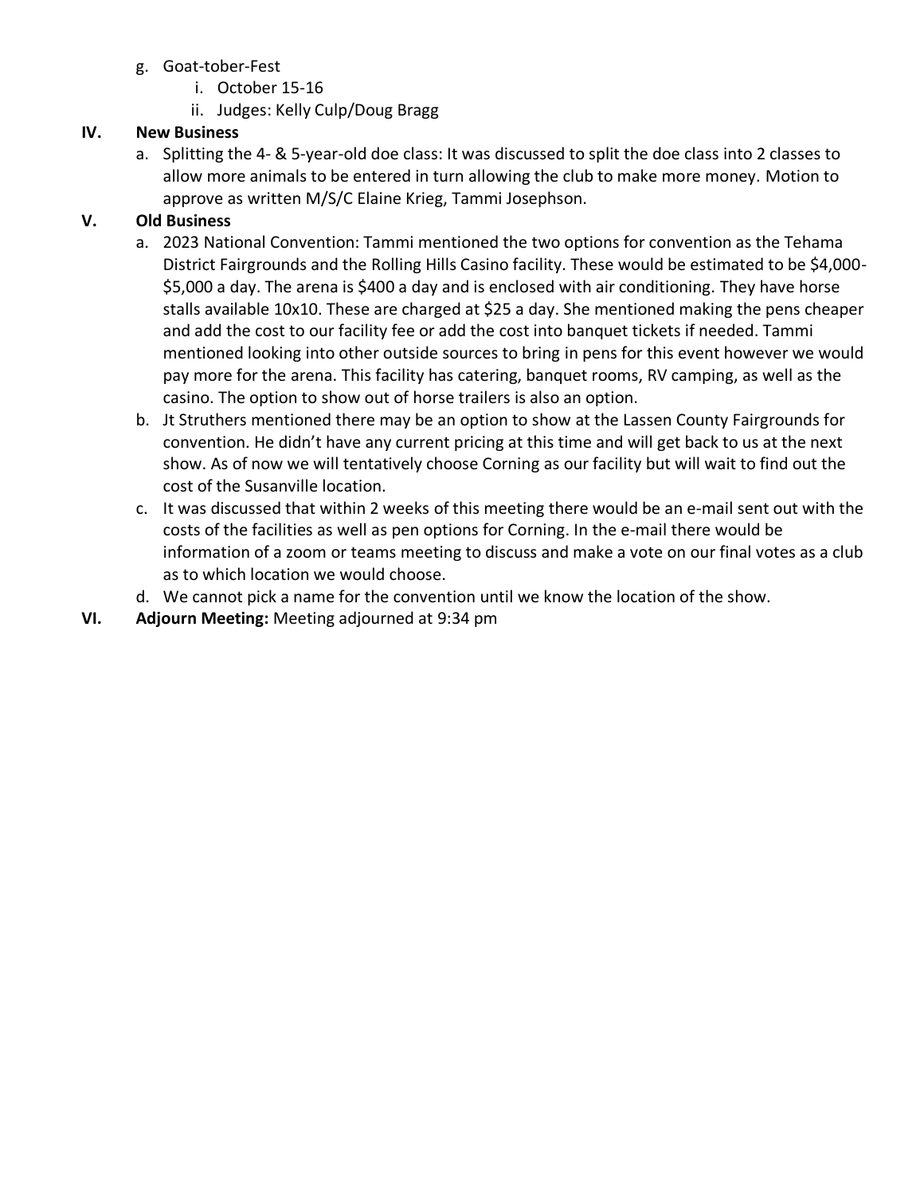g. Goat-tober-Fest
    i. October 15-16
    ii. Judges: Kelly Culp/Doug Bragg

**IV. New Business**

a. Splitting the 4- & 5-year-old doe class: It was discussed to split the doe class into 2 classes to allow more animals to be entered in turn allowing the club to make more money. Motion to approve as written M/S/C Elaine Krieg, Tammi Josephson.

**V. Old Business**

a. 2023 National Convention: Tammi mentioned the two options for convention as the Tehama District Fairgrounds and the Rolling Hills Casino facility. These would be estimated to be $4,000-$5,000 a day. The arena is $400 a day and is enclosed with air conditioning. They have horse stalls available 10x10. These are charged at $25 a day. She mentioned making the pens cheaper and add the cost to our facility fee or add the cost into banquet tickets if needed. Tammi mentioned looking into other outside sources to bring in pens for this event however we would pay more for the arena. This facility has catering, banquet rooms, RV camping, as well as the casino. The option to show out of horse trailers is also an option.

b. Jt Struthers mentioned there may be an option to show at the Lassen County Fairgrounds for convention. He didn't have any current pricing at this time and will get back to us at the next show. As of now we will tentatively choose Corning as our facility but will wait to find out the cost of the Susanville location.

c. It was discussed that within 2 weeks of this meeting there would be an e-mail sent out with the costs of the facilities as well as pen options for Corning. In the e-mail there would be information of a zoom or teams meeting to discuss and make a vote on our final votes as a club as to which location we would choose.

d. We cannot pick a name for the convention until we know the location of the show.

**VI. Adjourn Meeting:** Meeting adjourned at 9:34 pm